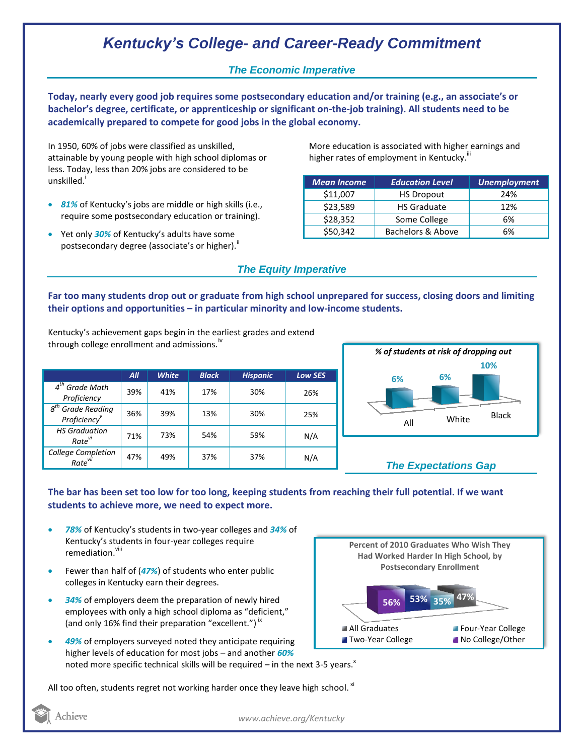# Kentucky's College- and Career-Ready Commitment

## The Economic Imperative

**Today, nearly every good job requires some postsecondary education and/or training (e.g., an associate's or bachelor's degree, certificate, or apprenticeship or significant on-the-job training). All students need to be academically prepared to compete for good jobs in the global economy.**

In 1950, 60% of jobs were classified as unskilled, attainable by young people with high school diplomas or less. Today, less than 20% jobs are considered to be unskilled.[i]

- ***81%*** of Kentucky's jobs are middle or high skills (i.e., require some postsecondary education or training).
- Yet only ***30%*** of Kentucky's adults have some postsecondary degree (associate's or higher).[ii]

More education is associated with higher earnings and higher rates of employment in Kentucky.[iii]

| Mean Income | Education Level | Unemployment |
|---|---|---|
| $11,007 | HS Dropout | 24% |
| $23,589 | HS Graduate | 12% |
| $28,352 | Some College | 6% |
| $50,342 | Bachelors & Above | 6% |

## The Equity Imperative

**Far too many students drop out or graduate from high school unprepared for success, closing doors and limiting their options and opportunities – in particular minority and low-income students.**

Kentucky's achievement gaps begin in the earliest grades and extend through college enrollment and admissions.[iv]

| | All | White | Black | Hispanic | Low SES |
|---|---|---|---|---|---|
| 4th Grade Math Proficiency | 39% | 41% | 17% | 30% | 26% |
| 8th Grade Reading Proficiency[v] | 36% | 39% | 13% | 30% | 25% |
| HS Graduation Rate[vi] | 71% | 73% | 54% | 59% | N/A |
| College Completion Rate[vii] | 47% | 49% | 37% | 37% | N/A |

*% of students at risk of dropping out*

| All | White | Black |
|---|---|---|
| 6% | 6% | 10% |

## The Expectations Gap

**The bar has been set too low for too long, keeping students from reaching their full potential. If we want students to achieve more, we need to expect more.**

- ***78%*** of Kentucky's students in two-year colleges and ***34%*** of Kentucky's students in four-year colleges require remediation.[viii]
- Fewer than half of (***47%***) of students who enter public colleges in Kentucky earn their degrees.
- ***34%*** of employers deem the preparation of newly hired employees with only a high school diploma as "deficient," (and only 16% find their preparation "excellent.")[ix]
- ***49%*** of employers surveyed noted they anticipate requiring higher levels of education for most jobs – and another ***60%*** noted more specific technical skills will be required – in the next 3-5 years.[x]

**Percent of 2010 Graduates Who Wish They Had Worked Harder In High School, by Postsecondary Enrollment**

| No College/Other | Two-Year College | Four-Year College | All Graduates |
|---|---|---|---|
| 56% | 53% | 35% | 47% |

All too often, students regret not working harder once they leave high school.[xi]

Achieve

www.achieve.org/Kentucky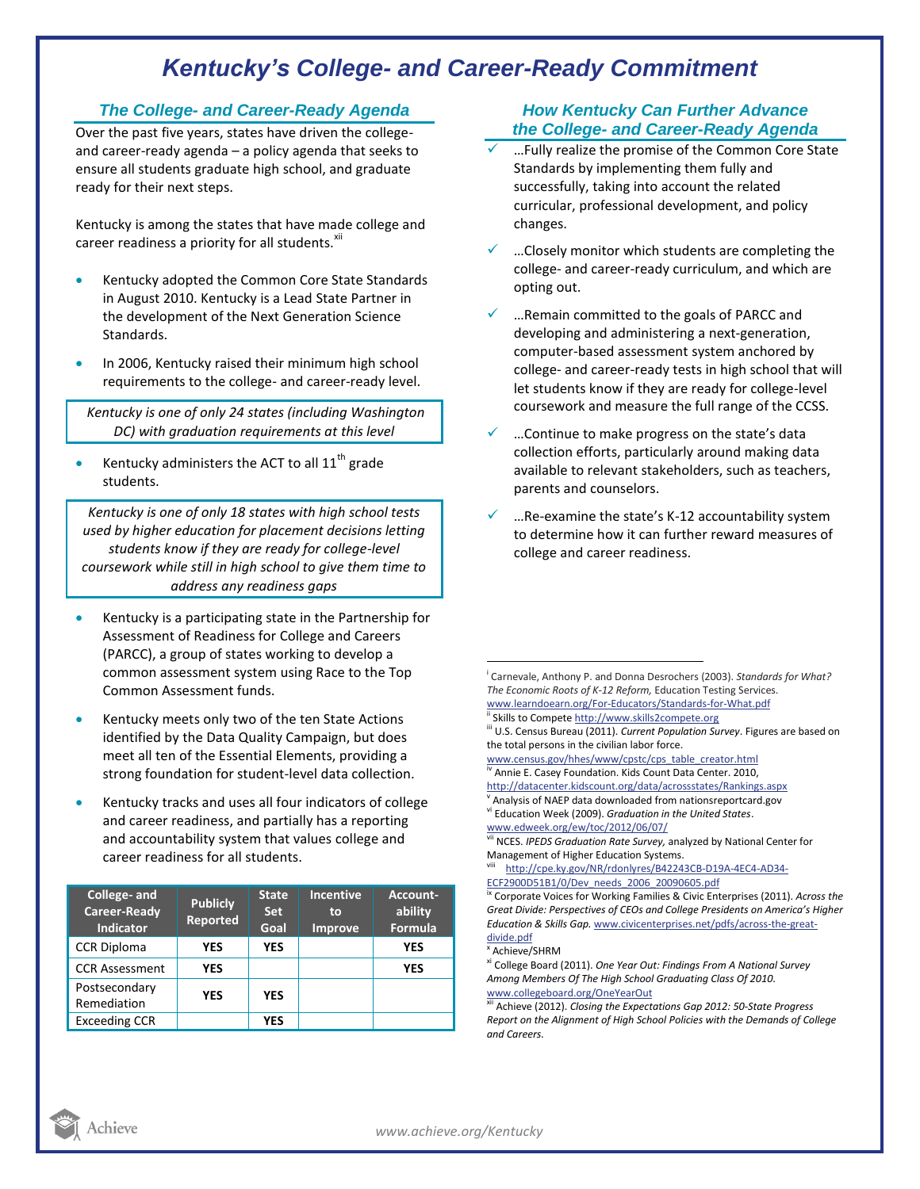# Kentucky's College- and Career-Ready Commitment

## The College- and Career-Ready Agenda

Over the past five years, states have driven the college- and career-ready agenda – a policy agenda that seeks to ensure all students graduate high school, and graduate ready for their next steps.

Kentucky is among the states that have made college and career readiness a priority for all students.[xii]

- Kentucky adopted the Common Core State Standards in August 2010. Kentucky is a Lead State Partner in the development of the Next Generation Science Standards.
- In 2006, Kentucky raised their minimum high school requirements to the college- and career-ready level.

*Kentucky is one of only 24 states (including Washington DC) with graduation requirements at this level*

- Kentucky administers the ACT to all 11th grade students.

*Kentucky is one of only 18 states with high school tests used by higher education for placement decisions letting students know if they are ready for college-level coursework while still in high school to give them time to address any readiness gaps*

- Kentucky is a participating state in the Partnership for Assessment of Readiness for College and Careers (PARCC), a group of states working to develop a common assessment system using Race to the Top Common Assessment funds.
- Kentucky meets only two of the ten State Actions identified by the Data Quality Campaign, but does meet all ten of the Essential Elements, providing a strong foundation for student-level data collection.
- Kentucky tracks and uses all four indicators of college and career readiness, and partially has a reporting and accountability system that values college and career readiness for all students.

| College- and Career-Ready Indicator | Publicly Reported | State Set Goal | Incentive to Improve | Account-ability Formula |
|---|---|---|---|---|
| CCR Diploma | YES | YES | | YES |
| CCR Assessment | YES | | | YES |
| Postsecondary Remediation | YES | YES | | |
| Exceeding CCR | | YES | | |

## How Kentucky Can Further Advance the College- and Career-Ready Agenda

- ✓ …Fully realize the promise of the Common Core State Standards by implementing them fully and successfully, taking into account the related curricular, professional development, and policy changes.
- ✓ …Closely monitor which students are completing the college- and career-ready curriculum, and which are opting out.
- ✓ …Remain committed to the goals of PARCC and developing and administering a next-generation, computer-based assessment system anchored by college- and career-ready tests in high school that will let students know if they are ready for college-level coursework and measure the full range of the CCSS.
- ✓ …Continue to make progress on the state's data collection efforts, particularly around making data available to relevant stakeholders, such as teachers, parents and counselors.
- ✓ …Re-examine the state's K-12 accountability system to determine how it can further reward measures of college and career readiness.

---

[i] Carnevale, Anthony P. and Donna Desrochers (2003). *Standards for What? The Economic Roots of K-12 Reform,* Education Testing Services. www.learndoearn.org/For-Educators/Standards-for-What.pdf

[ii] Skills to Compete http://www.skills2compete.org

[iii] U.S. Census Bureau (2011). *Current Population Survey*. Figures are based on the total persons in the civilian labor force. www.census.gov/hhes/www/cpstc/cps_table_creator.html

[iv] Annie E. Casey Foundation. Kids Count Data Center. 2010, http://datacenter.kidscount.org/data/acrossstates/Rankings.aspx

[v] Analysis of NAEP data downloaded from nationsreportcard.gov

[vi] Education Week (2009). *Graduation in the United States*. www.edweek.org/ew/toc/2012/06/07/

[vii] NCES. *IPEDS Graduation Rate Survey,* analyzed by National Center for Management of Higher Education Systems.

[viii] http://cpe.ky.gov/NR/rdonlyres/B42243CB-D19A-4EC4-AD34-ECF2900D51B1/0/Dev_needs_2006_20090605.pdf

[ix] Corporate Voices for Working Families & Civic Enterprises (2011). *Across the Great Divide: Perspectives of CEOs and College Presidents on America's Higher Education & Skills Gap.* www.civicenterprises.net/pdfs/across-the-great-divide.pdf

[x] Achieve/SHRM

[xi] College Board (2011). *One Year Out: Findings From A National Survey Among Members Of The High School Graduating Class Of 2010.* www.collegeboard.org/OneYearOut

[xii] Achieve (2012). *Closing the Expectations Gap 2012: 50-State Progress Report on the Alignment of High School Policies with the Demands of College and Careers.*

Achieve www.achieve.org/Kentucky